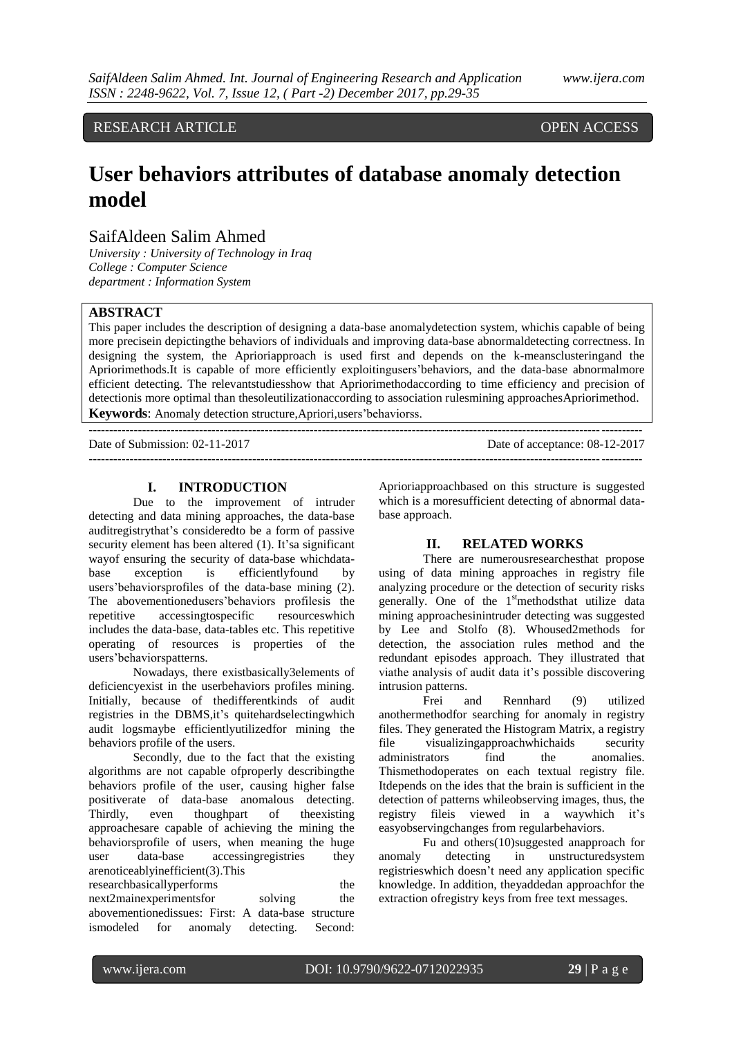RESEARCH ARTICLE OPEN ACCESS

# User behaviors attributes of database anomaly detection model

SaifAldeen Salim Ahmed

*University : University of Technology in Iraq*
*College : Computer Science*
*department : Information System*

## ABSTRACT

This paper includes the description of designing a data-base anomalydetection system, whichis capable of being more precisein depictingthe behaviors of individuals and improving data-base abnormaldetecting correctness. In designing the system, the Aprioriapproach is used first and depends on the k-meansclusteringand the Apriorimethods.It is capable of more efficiently exploitingusers'behaviors, and the data-base abnormalmore efficient detecting. The relevantstudiesshow that Apriorimethodaccording to time efficiency and precision of detectionis more optimal than thesoleutilizationaccording to association rulesmining approachesApriorimethod.

**Keywords**: Anomaly detection structure,Apriori,users'behaviorss.

Date of Submission: 02-11-2017 Date of acceptance: 08-12-2017

## I. INTRODUCTION

Due to the improvement of intruder detecting and data mining approaches, the data-base auditregistrythat's consideredto be a form of passive security element has been altered (1). It'sa significant wayof ensuring the security of data-base whichdata-base exception is efficientlyfound by users'behaviorsprofiles of the data-base mining (2). The abovementionedusers'behaviors profilesis the repetitive accessingtospecific resourceswhich includes the data-base, data-tables etc. This repetitive operating of resources is properties of the users'behaviorspatterns.

Nowadays, there existbasically3elements of deficiencyexist in the userbehaviors profiles mining. Initially, because of thedifferentkinds of audit registries in the DBMS,it's quitehardselectingwhich audit logsmaybe efficientlyutilizedfor mining the behaviors profile of the users.

Secondly, due to the fact that the existing algorithms are not capable ofproperly describingthe behaviors profile of the user, causing higher false positiverate of data-base anomalous detecting. Thirdly, even thoughpart of theexisting approachesare capable of achieving the mining the behaviorsprofile of users, when meaning the huge user data-base accessingregistries they arenoticeablyinefficient(3).This researchbasicallyperforms the next2mainexperimentsfor solving the abovementionedissues: First: A data-base structure ismodeled for anomaly detecting. Second: Aprioriapproachbased on this structure is suggested which is a moresufficient detecting of abnormal data-base approach.

## II. RELATED WORKS

There are numerousresearchesthat propose using of data mining approaches in registry file analyzing procedure or the detection of security risks generally. One of the 1stmethodsthat utilize data mining approachesinintruder detecting was suggested by Lee and Stolfo (8). Whoused2methods for detection, the association rules method and the redundant episodes approach. They illustrated that viathe analysis of audit data it's possible discovering intrusion patterns.

Frei and Rennhard (9) utilized anothermethodfor searching for anomaly in registry files. They generated the Histogram Matrix, a registry file visualizingapproachwhichaids security administrators find the anomalies. Thismethodoperates on each textual registry file. Itdepends on the ides that the brain is sufficient in the detection of patterns whileobserving images, thus, the registry fileis viewed in a waywhich it's easyobservingchanges from regularbehaviors.

Fu and others(10)suggested anapproach for anomaly detecting in unstructuredsystem registrieswhich doesn't need any application specific knowledge. In addition, theyaddedan approachfor the extraction ofregistry keys from free text messages.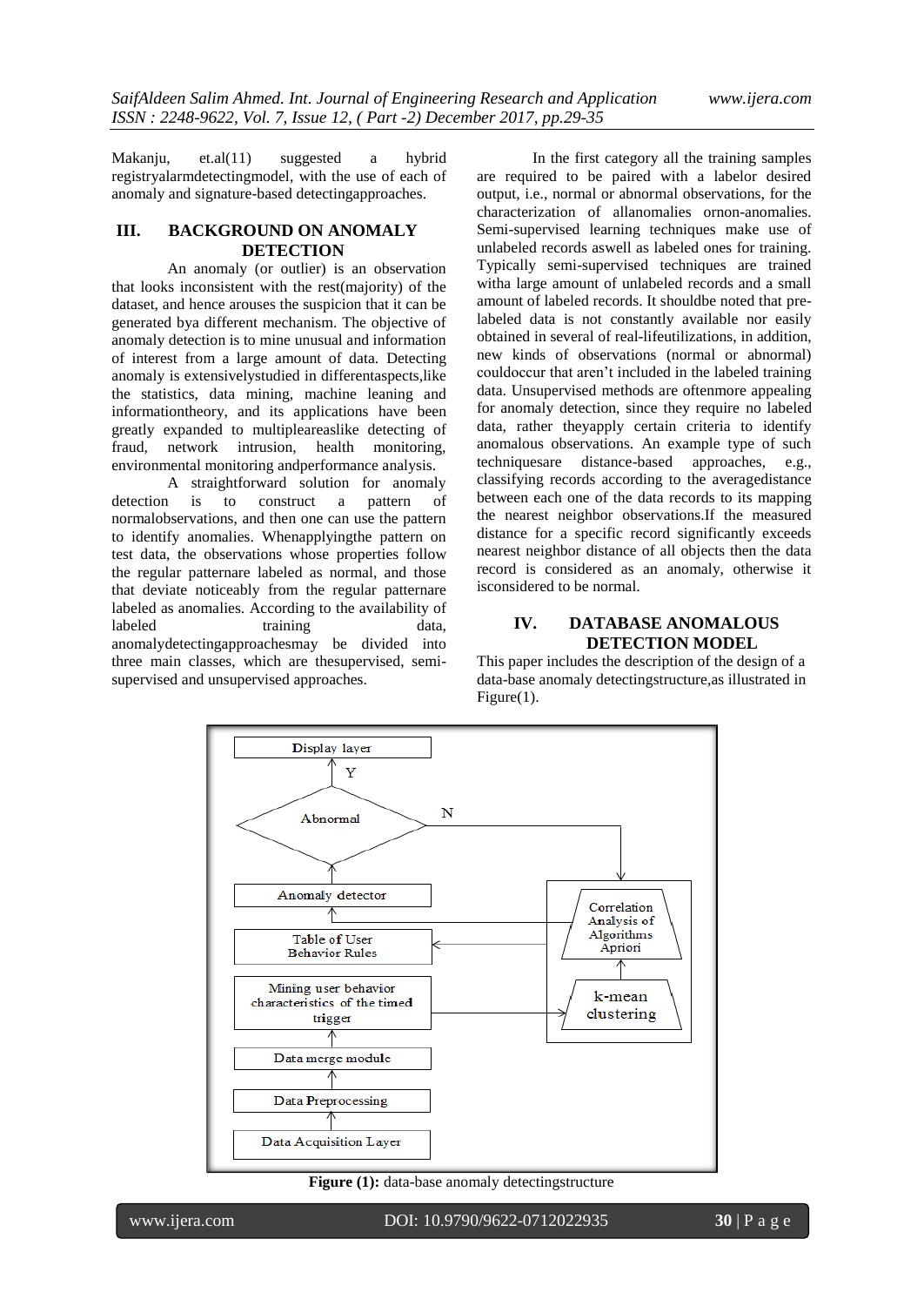Makanju, et.al(11) suggested a hybrid registryalarmdetectingmodel, with the use of each of anomaly and signature-based detectingapproaches.

## III. BACKGROUND ON ANOMALY DETECTION

An anomaly (or outlier) is an observation that looks inconsistent with the rest(majority) of the dataset, and hence arouses the suspicion that it can be generated bya different mechanism. The objective of anomaly detection is to mine unusual and information of interest from a large amount of data. Detecting anomaly is extensivelystudied in differentaspects,like the statistics, data mining, machine leaning and informationtheory, and its applications have been greatly expanded to multipleareaslike detecting of fraud, network intrusion, health monitoring, environmental monitoring andperformance analysis.

A straightforward solution for anomaly detection is to construct a pattern of normalobservations, and then one can use the pattern to identify anomalies. Whenapplyingthe pattern on test data, the observations whose properties follow the regular patternare labeled as normal, and those that deviate noticeably from the regular patternare labeled as anomalies. According to the availability of labeled training data, anomalydetectingapproachesmay be divided into three main classes, which are thesupervised, semi-supervised and unsupervised approaches.

In the first category all the training samples are required to be paired with a labelor desired output, i.e., normal or abnormal observations, for the characterization of allanomalies ornon-anomalies. Semi-supervised learning techniques make use of unlabeled records aswell as labeled ones for training. Typically semi-supervised techniques are trained witha large amount of unlabeled records and a small amount of labeled records. It shouldbe noted that pre-labeled data is not constantly available nor easily obtained in several of real-lifeutilizations, in addition, new kinds of observations (normal or abnormal) couldoccur that aren't included in the labeled training data. Unsupervised methods are oftenmore appealing for anomaly detection, since they require no labeled data, rather theyapply certain criteria to identify anomalous observations. An example type of such techniquesare distance-based approaches, e.g., classifying records according to the averagedistance between each one of the data records to its mapping the nearest neighbor observations.If the measured distance for a specific record significantly exceeds nearest neighbor distance of all objects then the data record is considered as an anomaly, otherwise it isconsidered to be normal.

## IV. DATABASE ANOMALOUS DETECTION MODEL

This paper includes the description of the design of a data-base anomaly detectingstructure,as illustrated in Figure(1).

**Figure (1):** data-base anomaly detectingstructure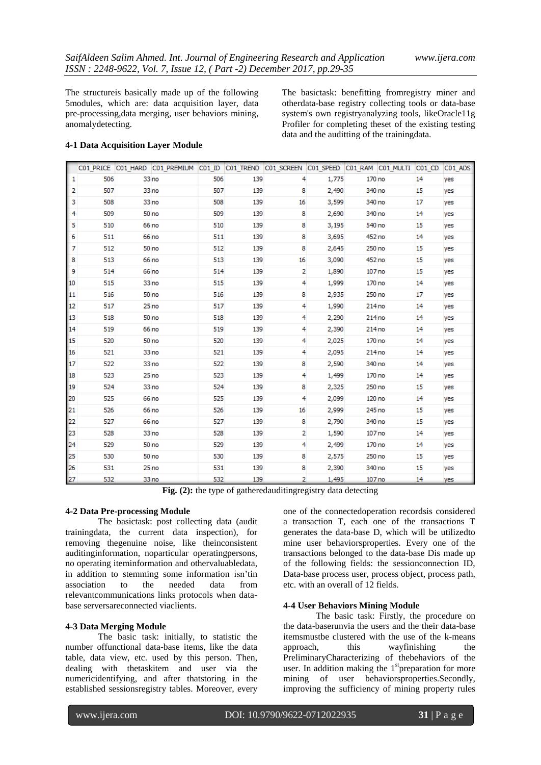The structureis basically made up of the following 5modules, which are: data acquisition layer, data pre-processing,data merging, user behaviors mining, anomalydetecting.

### 4-1 Data Acquisition Layer Module

The basictask: benefitting fromregistry miner and otherdata-base registry collecting tools or data-base system's own registryanalyzing tools, likeOracle11g Profiler for completing theset of the existing testing data and the auditting of the trainingdata.

| | C01_PRICE | C01_HARD | C01_PREMIUM | C01_ID | C01_TREND | C01_SCREEN | C01_SPEED | C01_RAM | C01_MULTI | C01_CD | C01_ADS |
|---|---|---|---|---|---|---|---|---|---|---|---|
| 1 | 506 | 33 | no | 506 | 139 | 4 | 1,775 | 170 | no | 14 | yes |
| 2 | 507 | 33 | no | 507 | 139 | 8 | 2,490 | 340 | no | 15 | yes |
| 3 | 508 | 33 | no | 508 | 139 | 16 | 3,599 | 340 | no | 17 | yes |
| 4 | 509 | 50 | no | 509 | 139 | 8 | 2,690 | 340 | no | 14 | yes |
| 5 | 510 | 66 | no | 510 | 139 | 8 | 3,195 | 540 | no | 15 | yes |
| 6 | 511 | 66 | no | 511 | 139 | 8 | 3,695 | 452 | no | 14 | yes |
| 7 | 512 | 50 | no | 512 | 139 | 8 | 2,645 | 250 | no | 15 | yes |
| 8 | 513 | 66 | no | 513 | 139 | 16 | 3,090 | 452 | no | 15 | yes |
| 9 | 514 | 66 | no | 514 | 139 | 2 | 1,890 | 107 | no | 15 | yes |
| 10 | 515 | 33 | no | 515 | 139 | 4 | 1,999 | 170 | no | 14 | yes |
| 11 | 516 | 50 | no | 516 | 139 | 8 | 2,935 | 250 | no | 17 | yes |
| 12 | 517 | 25 | no | 517 | 139 | 4 | 1,990 | 214 | no | 14 | yes |
| 13 | 518 | 50 | no | 518 | 139 | 4 | 2,290 | 214 | no | 14 | yes |
| 14 | 519 | 66 | no | 519 | 139 | 4 | 2,390 | 214 | no | 14 | yes |
| 15 | 520 | 50 | no | 520 | 139 | 4 | 2,025 | 170 | no | 14 | yes |
| 16 | 521 | 33 | no | 521 | 139 | 4 | 2,095 | 214 | no | 14 | yes |
| 17 | 522 | 33 | no | 522 | 139 | 8 | 2,590 | 340 | no | 14 | yes |
| 18 | 523 | 25 | no | 523 | 139 | 4 | 1,499 | 170 | no | 14 | yes |
| 19 | 524 | 33 | no | 524 | 139 | 8 | 2,325 | 250 | no | 15 | yes |
| 20 | 525 | 66 | no | 525 | 139 | 4 | 2,099 | 120 | no | 14 | yes |
| 21 | 526 | 66 | no | 526 | 139 | 16 | 2,999 | 245 | no | 15 | yes |
| 22 | 527 | 66 | no | 527 | 139 | 8 | 2,790 | 340 | no | 15 | yes |
| 23 | 528 | 33 | no | 528 | 139 | 2 | 1,590 | 107 | no | 14 | yes |
| 24 | 529 | 50 | no | 529 | 139 | 4 | 2,499 | 170 | no | 14 | yes |
| 25 | 530 | 50 | no | 530 | 139 | 8 | 2,575 | 250 | no | 15 | yes |
| 26 | 531 | 25 | no | 531 | 139 | 8 | 2,390 | 340 | no | 15 | yes |
| 27 | 532 | 33 | no | 532 | 139 | 2 | 1,495 | 107 | no | 14 | yes |

**Fig. (2):** the type of gatheredauditingregistry data detecting

### 4-2 Data Pre-processing Module

The basictask: post collecting data (audit trainingdata, the current data inspection), for removing thegenuine noise, like theinconsistent auditinginformation, noparticular operatingpersons, no operating iteminformation and othervaluabledata, in addition to stemming some information isn'tin association to the needed data from relevantcommunications links protocols when data-base serversareconnected viaclients.

### 4-3 Data Merging Module

The basic task: initially, to statistic the number offunctional data-base items, like the data table, data view, etc. used by this person. Then, dealing with thetaskitem and user via the numericidentifying, and after thatstoring in the established sessionsregistry tables. Moreover, every one of the connectedoperation recordsis considered a transaction T, each one of the transactions T generates the data-base D, which will be utilizedto mine user behaviorsproperties. Every one of the transactions belonged to the data-base Dis made up of the following fields: the sessionconnection ID, Data-base process user, process object, process path, etc. with an overall of 12 fields.

### 4-4 User Behaviors Mining Module

The basic task: Firstly, the procedure on the data-baserunvia the users and the their data-base itemsmustbe clustered with the use of the k-means approach, this wayfinishing the PreliminaryCharacterizing of thebehaviors of the user. In addition making the 1[st]preparation for more mining of user behaviorsproperties.Secondly, improving the sufficiency of mining property rules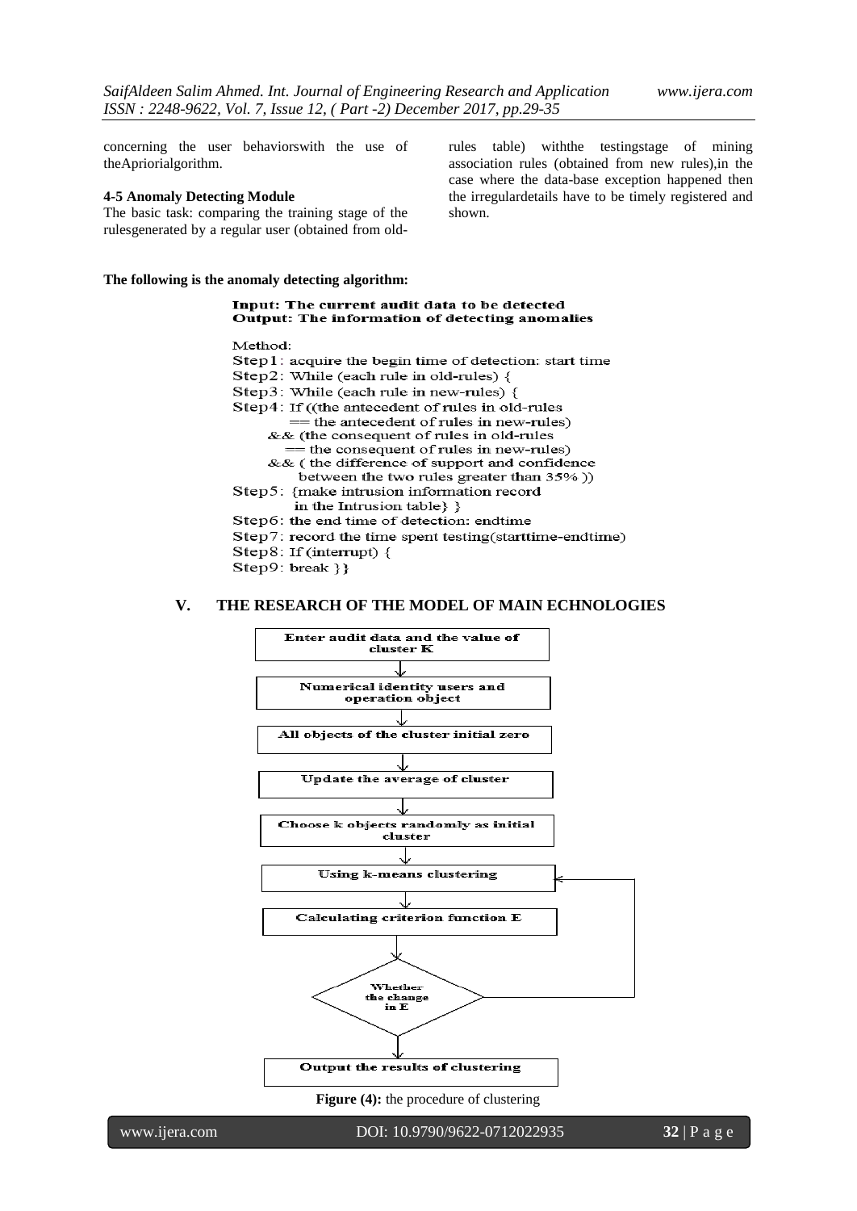concerning the user behaviorswith the use of theApriorialgorithm.

### 4-5 Anomaly Detecting Module

The basic task: comparing the training stage of the rulesgenerated by a regular user (obtained from old-rules table) withthe testingstage of mining association rules (obtained from new rules),in the case where the data-base exception happened then the irregulardetails have to be timely registered and shown.

**The following is the anomaly detecting algorithm:**

```
Input: The current audit data to be detected
Output: The information of detecting anomalies

Method:
Step1: acquire the begin time of detection: start time
Step2: While (each rule in old-rules) {
Step3: While (each rule in new-rules) {
Step4: If ((the antecedent of rules in old-rules
         == the antecedent of rules in new-rules)
      && (the consequent of rules in old-rules
         == the consequent of rules in new-rules)
      && ( the difference of support and confidence
         between the two rules greater than 35% ))
Step5:  {make intrusion information record
         in the Intrusion table} }
Step6: the end time of detection: endtime
Step7: record the time spent testing(starttime-endtime)
Step8: If (interrupt) {
Step9: break }}
```

## V. THE RESEARCH OF THE MODEL OF MAIN ECHNOLOGIES

```
Enter audit data and the value of cluster K
        ↓
Numerical identity users and operation object
        ↓
All objects of the cluster initial zero
        ↓
Update the average of cluster
        ↓
Choose k objects randomly as initial cluster
        ↓
Using k-means clustering  ←──────┐
        ↓                        │
Calculating criterion function E │
        ↓                        │
Whether the change in E ─────────┘
        ↓
Output the results of clustering
```

**Figure (4):** the procedure of clustering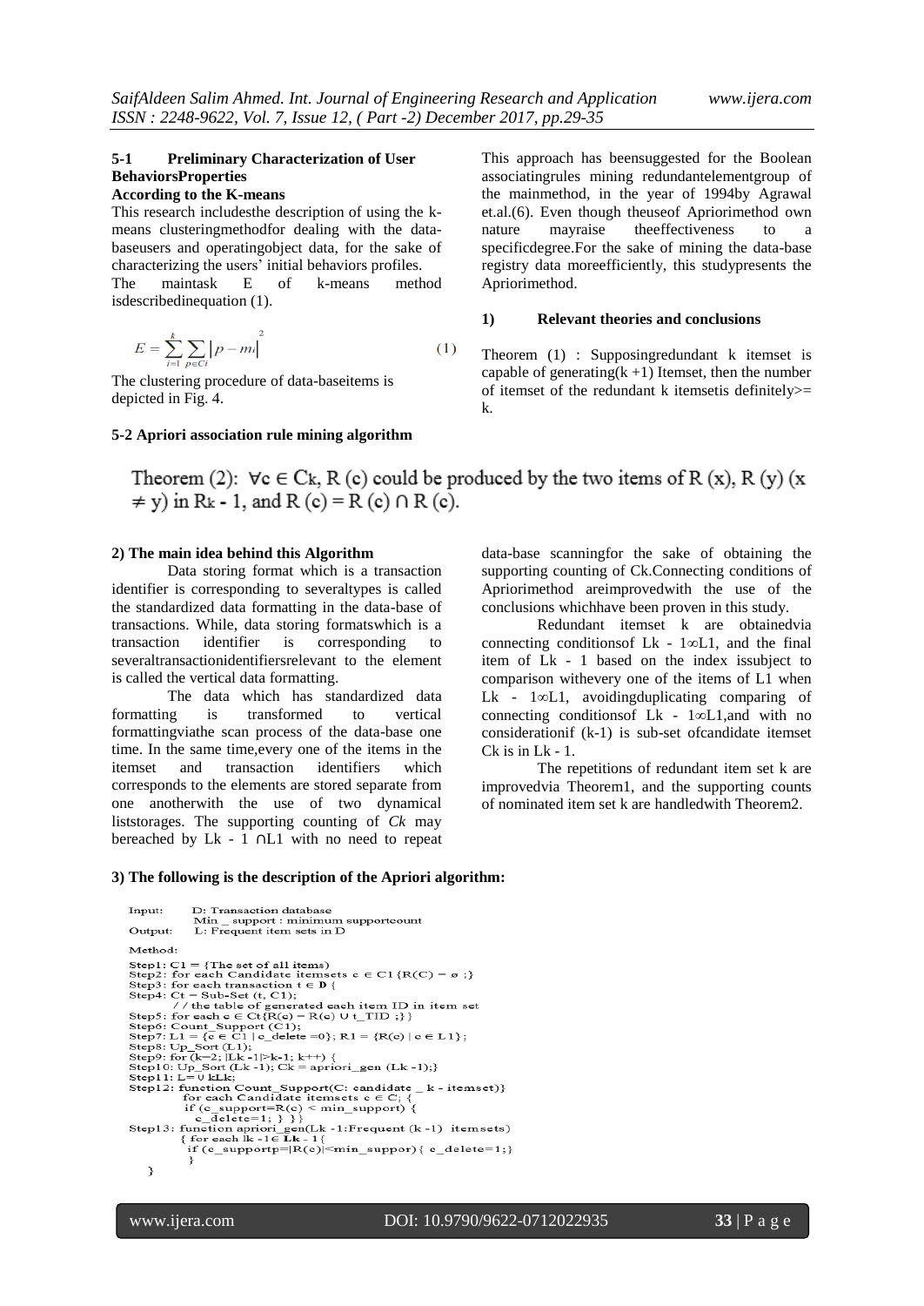### 5-1 Preliminary Characterization of User BehaviorsProperties

**According to the K-means**

This research includesthe description of using the k-means clusteringmethodfor dealing with the data-baseusers and operatingobject data, for the sake of characterizing the users' initial behaviors profiles. The maintask E of k-means method isdescribedinequation (1).

$$E = \sum_{i=1}^{k} \sum_{p \in Ci} \left| p - m_i \right|^2 \tag{1}$$

The clustering procedure of data-baseitems is depicted in Fig. 4.

### 5-2 Apriori association rule mining algorithm

This approach has beensuggested for the Boolean associatingrules mining redundantelementgroup of the mainmethod, in the year of 1994by Agrawal et.al.(6). Even though theuseof Apriorimethod own nature mayraise theeffectiveness to a specificdegree.For the sake of mining the data-base registry data moreefficiently, this studypresents the Apriorimethod.

#### 1) Relevant theories and conclusions

Theorem (1) : Supposingredundant k itemset is capable of generating(k +1) Itemset, then the number of itemset of the redundant k itemsetis definitely>= k.

Theorem (2): $\forall c \in C_k$, R (c) could be produced by the two items of R (x), R (y) ($x \neq y$) in $R_{k-1}$, and R (c) = R (c) ∩ R (c).

#### 2) The main idea behind this Algorithm

Data storing format which is a transaction identifier is corresponding to severaltypes is called the standardized data formatting in the data-base of transactions. While, data storing formatswhich is a transaction identifier is corresponding to severaltransactionidentifiersrelevant to the element is called the vertical data formatting.

The data which has standardized data formatting is transformed to vertical formattingviathe scan process of the data-base one time. In the same time,every one of the items in the itemset and transaction identifiers which corresponds to the elements are stored separate from one anotherwith the use of two dynamical listsstorages. The supporting counting of *Ck* may bereached by Lk - 1 ∩L1 with no need to repeat data-base scanningfor the sake of obtaining the supporting counting of Ck.Connecting conditions of Apriorimethod areimprovedwith the use of the conclusions whichhave been proven in this study.

Redundant itemset k are obtainedvia connecting conditionsof Lk - 1∞L1, and the final item of Lk - 1 based on the index issubject to comparison withevery one of the items of L1 when Lk - 1∞L1, avoidingduplicating comparing of connecting conditionsof Lk - 1∞L1,and with no considerationif (k-1) is sub-set ofcandidate itemset Ck is in Lk - 1.

The repetitions of redundant item set k are improvedvia Theorem1, and the supporting counts of nominated item set k are handledwith Theorem2.

#### 3) The following is the description of the Apriori algorithm:

```
Input:    D: Transaction database
          Min _ support : minimum supportcount
Output:   L: Frequent item sets in D

Method:
Step1: C1 = {The set of all items)
Step2: for each Candidate itemsets c ∈ C1 {R(C) = ø ;}
Step3: for each transaction t ∈ D {
Step4: Ct = Sub-Set (t, C1);
       / / the table of generated each item ID in item set
Step5: for each c ∈ Ct{R(c) = R(c) ∪ t_TID ;}}
Step6: Count_Support (C1);
Step7: L1 = {c ∈ C1 | c_delete =0}; R1 = {R(c) | c ∈ L1};
Step8: Up_Sort (L1);
Step9: for (k=2; |Lk -1|>k-1; k++) {
Step10: Up_Sort (Lk -1); Ck = apriori_gen (Lk -1);}
Step11: L= ∪ kLk;
Step12: function Count_Support(C: candidate _ k - itemset)}
         for each Candidate itemsets c ∈ C; {
          if (c_support=R(c) < min_support) {
           c_delete=1; } }}
Step13: function apriori_gen(Lk -1:Frequent (k -1) itemsets)
         { for each lk -1∈ Lk - 1{
          if (c_supportp=|R(c)|<min_suppor){ c_delete=1;}
          }
    }
```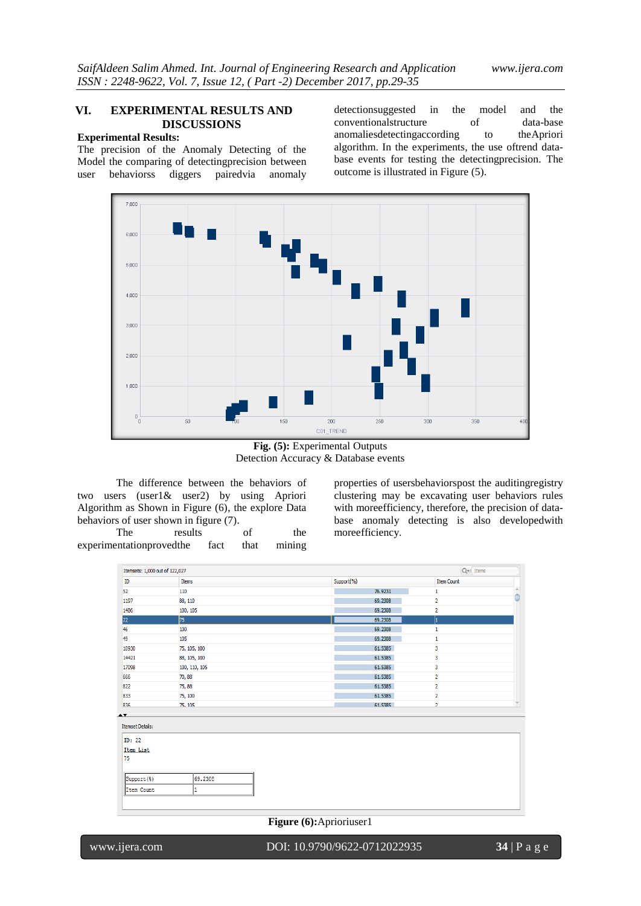## VI. EXPERIMENTAL RESULTS AND DISCUSSIONS

**Experimental Results:**

The precision of the Anomaly Detecting of the Model the comparing of detectingprecision between user behaviorss diggers pairedvia anomaly detectionsuggested in the model and the conventionalstructure of data-base anomaliesdetectingaccording to theApriori algorithm. In the experiments, the use oftrend data-base events for testing the detectingprecision. The outcome is illustrated in Figure (5).

**Fig. (5):** Experimental Outputs Detection Accuracy & Database events

The difference between the behaviors of two users (user1& user2) by using Apriori Algorithm as Shown in Figure (6), the explore Data behaviors of user shown in figure (7).

The results of the experimentationprovedthe fact that mining properties of usersbehaviorspost the auditingregistry clustering may be excavating user behaviors rules with moreefficiency, therefore, the precision of data-base anomaly detecting is also developedwith moreefficiency.

**Figure (6):**Aprioriuser1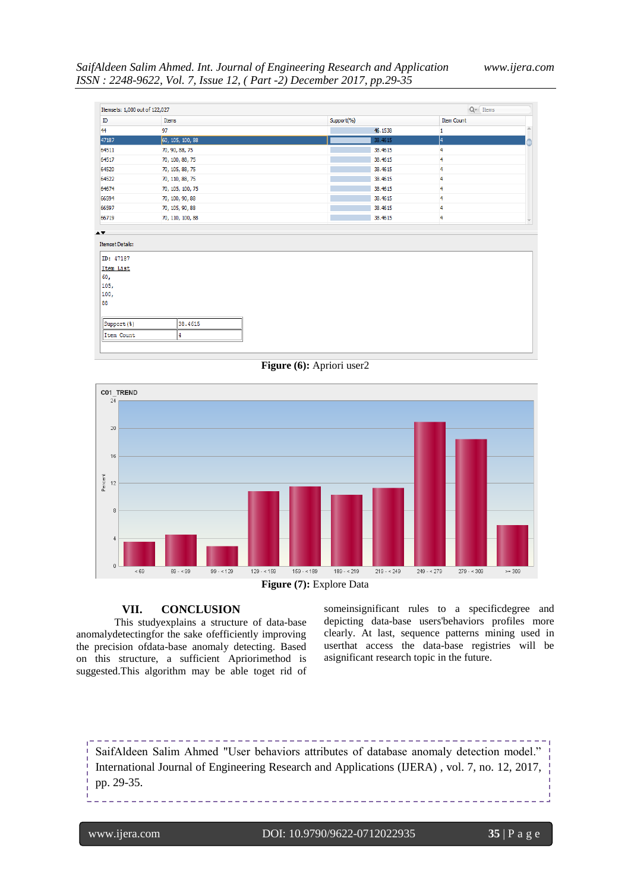Itemsets: 1,000 out of 122,027

Items

ID

Items

Support(%)

Item Count

44 97 46.1538 1

47187 60, 105, 100, 88 38.4615 4

64511 70, 90, 88, 75 38.4615 4

64517 70, 100, 88, 75 38.4615 4

64520 70, 105, 88, 75 38.4615 4

64522 70, 110, 88, 75 38.4615 4

64674 70, 105, 100, 75 38.4615 4

66594 70, 100, 90, 88 38.4615 4

66597 70, 105, 90, 88 38.4615 4

66719 70, 110, 100, 88 38.4615 4

Itemset Details:

ID: 47187

Item List

60,

105,

100,

88

Support(%) 38.4615

Item Count 4

**Figure (6):** Apriori user2

C01_TREND

Percent

24

20

16

12

8

4

0

< 60

60 - < 90

90 - < 120

120 - < 150

150 - < 180

180 - < 210

210 - < 240

240 - < 270

270 - < 300

>= 300

**Figure (7):** Explore Data

## VII. CONCLUSION

This studyexplains a structure of data-base anomalydetectingfor the sake ofefficiently improving the precision ofdata-base anomaly detecting. Based on this structure, a sufficient Apriorimethod is suggested.This algorithm may be able toget rid of someinsignificant rules to a specificdegree and depicting data-base users'behaviors profiles more clearly. At last, sequence patterns mining used in userthat access the data-base registries will be asignificant research topic in the future.

SaifAldeen Salim Ahmed "User behaviors attributes of database anomaly detection model." International Journal of Engineering Research and Applications (IJERA) , vol. 7, no. 12, 2017, pp. 29-35.